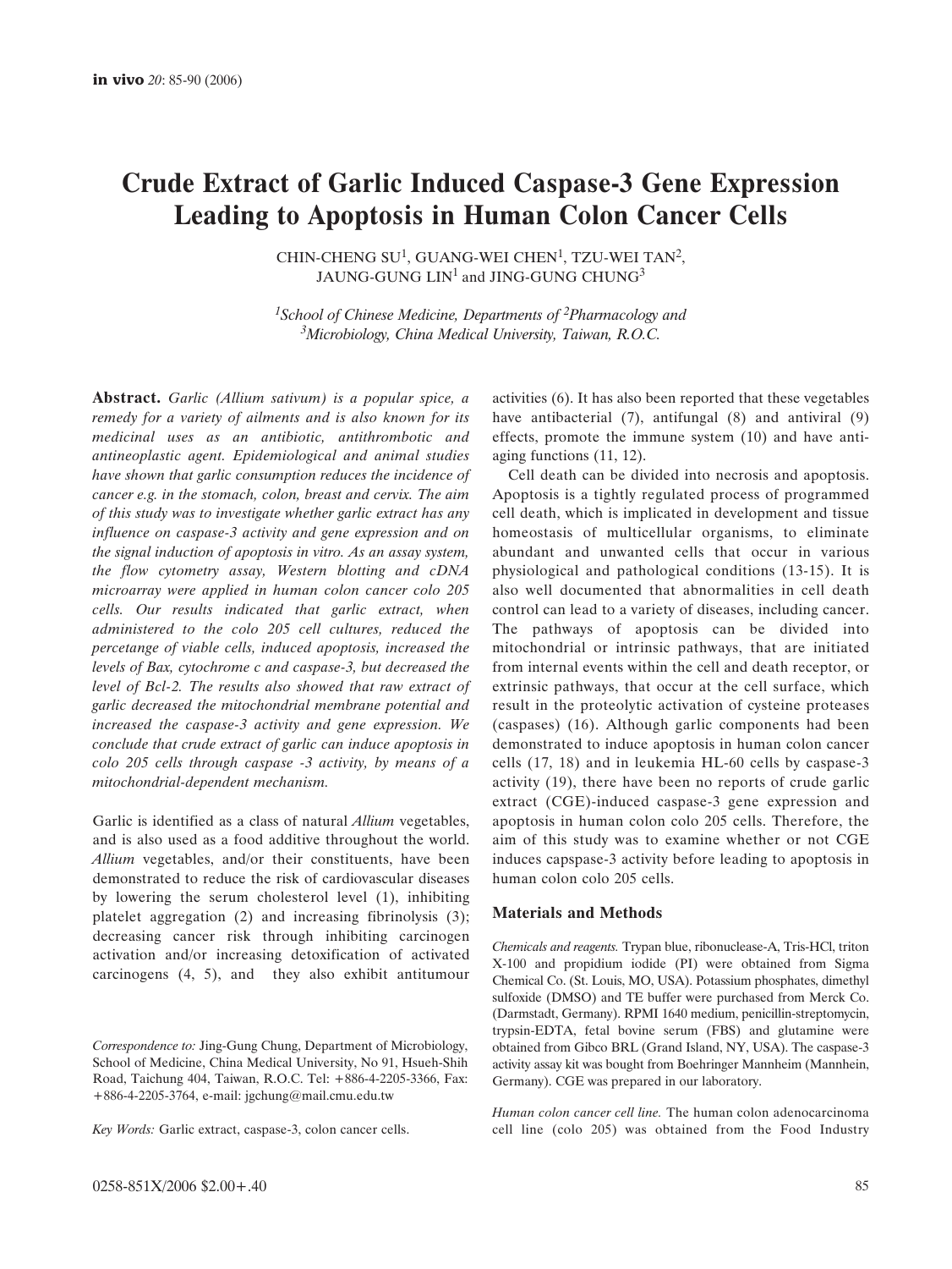# Crude Extract of Garlic Induced Caspase-3 Gene Expression Leading to Apoptosis in Human Colon Cancer Cells

CHIN-CHENG SU[1], GUANG-WEI CHEN[1], TZU-WEI TAN[2], JAUNG-GUNG LIN[1] and JING-GUNG CHUNG[3]

*[1]School of Chinese Medicine, Departments of [2]Pharmacology and [3]Microbiology, China Medical University, Taiwan, R.O.C.*

**Abstract.** *Garlic (Allium sativum) is a popular spice, a remedy for a variety of ailments and is also known for its medicinal uses as an antibiotic, antithrombotic and antineoplastic agent. Epidemiological and animal studies have shown that garlic consumption reduces the incidence of cancer e.g. in the stomach, colon, breast and cervix. The aim of this study was to investigate whether garlic extract has any influence on caspase-3 activity and gene expression and on the signal induction of apoptosis in vitro. As an assay system, the flow cytometry assay, Western blotting and cDNA microarray were applied in human colon cancer colo 205 cells. Our results indicated that garlic extract, when administered to the colo 205 cell cultures, reduced the percetange of viable cells, induced apoptosis, increased the levels of Bax, cytochrome c and caspase-3, but decreased the level of Bcl-2. The results also showed that raw extract of garlic decreased the mitochondrial membrane potential and increased the caspase-3 activity and gene expression. We conclude that crude extract of garlic can induce apoptosis in colo 205 cells through caspase -3 activity, by means of a mitochondrial-dependent mechanism.*

Garlic is identified as a class of natural *Allium* vegetables, and is also used as a food additive throughout the world. *Allium* vegetables, and/or their constituents, have been demonstrated to reduce the risk of cardiovascular diseases by lowering the serum cholesterol level (1), inhibiting platelet aggregation (2) and increasing fibrinolysis (3); decreasing cancer risk through inhibiting carcinogen activation and/or increasing detoxification of activated carcinogens (4, 5), and they also exhibit antitumour activities (6). It has also been reported that these vegetables have antibacterial (7), antifungal (8) and antiviral (9) effects, promote the immune system (10) and have anti-aging functions (11, 12).

*Correspondence to:* Jing-Gung Chung, Department of Microbiology, School of Medicine, China Medical University, No 91, Hsueh-Shih Road, Taichung 404, Taiwan, R.O.C. Tel: +886-4-2205-3366, Fax: +886-4-2205-3764, e-mail: jgchung@mail.cmu.edu.tw

*Key Words:* Garlic extract, caspase-3, colon cancer cells.

Cell death can be divided into necrosis and apoptosis. Apoptosis is a tightly regulated process of programmed cell death, which is implicated in development and tissue homeostasis of multicellular organisms, to eliminate abundant and unwanted cells that occur in various physiological and pathological conditions (13-15). It is also well documented that abnormalities in cell death control can lead to a variety of diseases, including cancer. The pathways of apoptosis can be divided into mitochondrial or intrinsic pathways, that are initiated from internal events within the cell and death receptor, or extrinsic pathways, that occur at the cell surface, which result in the proteolytic activation of cysteine proteases (caspases) (16). Although garlic components had been demonstrated to induce apoptosis in human colon cancer cells (17, 18) and in leukemia HL-60 cells by caspase-3 activity (19), there have been no reports of crude garlic extract (CGE)-induced caspase-3 gene expression and apoptosis in human colon colo 205 cells. Therefore, the aim of this study was to examine whether or not CGE induces capspase-3 activity before leading to apoptosis in human colon colo 205 cells.

## Materials and Methods

*Chemicals and reagents.* Trypan blue, ribonuclease-A, Tris-HCl, triton X-100 and propidium iodide (PI) were obtained from Sigma Chemical Co. (St. Louis, MO, USA). Potassium phosphates, dimethyl sulfoxide (DMSO) and TE buffer were purchased from Merck Co. (Darmstadt, Germany). RPMI 1640 medium, penicillin-streptomycin, trypsin-EDTA, fetal bovine serum (FBS) and glutamine were obtained from Gibco BRL (Grand Island, NY, USA). The caspase-3 activity assay kit was bought from Boehringer Mannheim (Mannhein, Germany). CGE was prepared in our laboratory.

*Human colon cancer cell line.* The human colon adenocarcinoma cell line (colo 205) was obtained from the Food Industry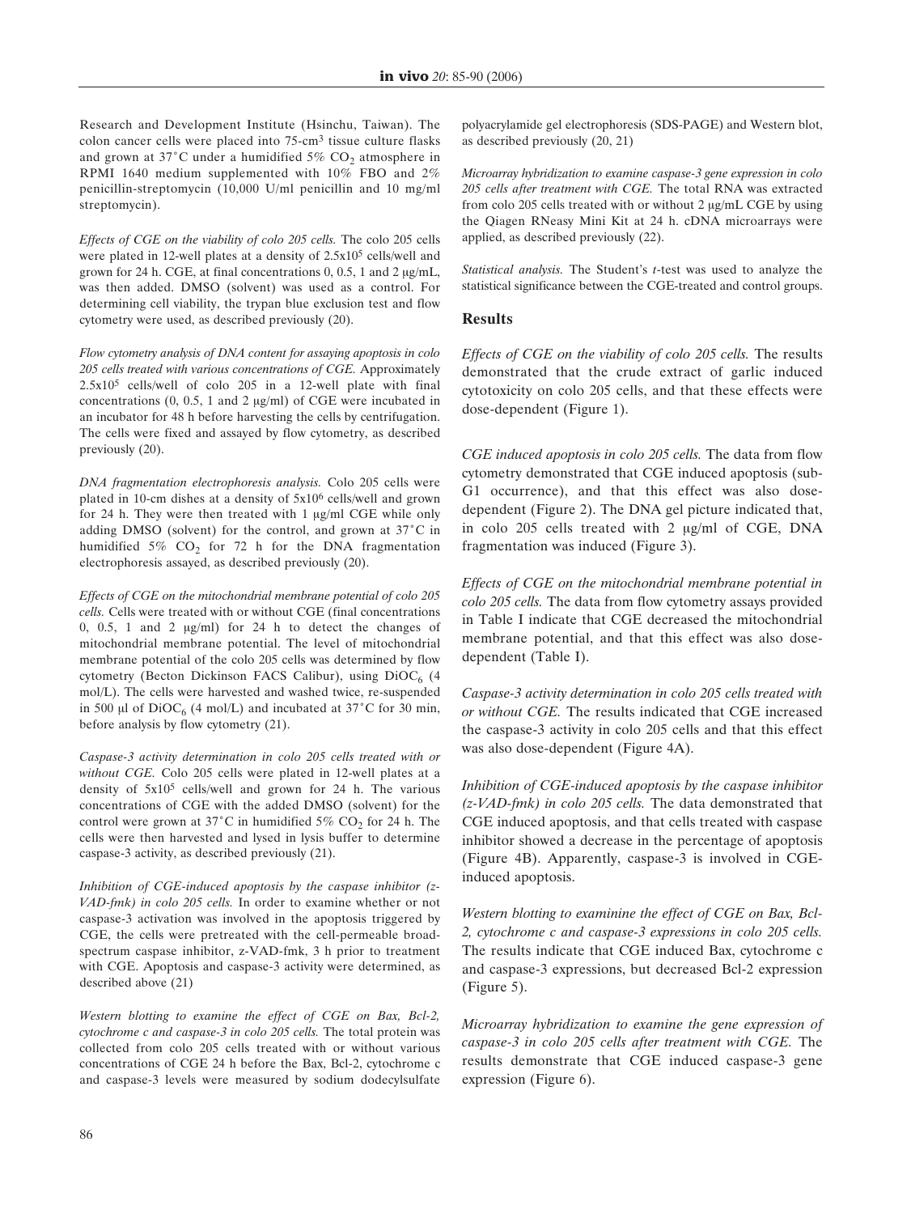Research and Development Institute (Hsinchu, Taiwan). The colon cancer cells were placed into 75-cm$^3$ tissue culture flasks and grown at 37˚C under a humidified 5% $CO_2$ atmosphere in RPMI 1640 medium supplemented with 10% FBO and 2% penicillin-streptomycin (10,000 U/ml penicillin and 10 mg/ml streptomycin).

*Effects of CGE on the viability of colo 205 cells.* The colo 205 cells were plated in 12-well plates at a density of 2.5x10$^5$ cells/well and grown for 24 h. CGE, at final concentrations 0, 0.5, 1 and 2 μg/mL, was then added. DMSO (solvent) was used as a control. For determining cell viability, the trypan blue exclusion test and flow cytometry were used, as described previously (20).

*Flow cytometry analysis of DNA content for assaying apoptosis in colo 205 cells treated with various concentrations of CGE.* Approximately 2.5x10$^5$ cells/well of colo 205 in a 12-well plate with final concentrations (0, 0.5, 1 and 2 μg/ml) of CGE were incubated in an incubator for 48 h before harvesting the cells by centrifugation. The cells were fixed and assayed by flow cytometry, as described previously (20).

*DNA fragmentation electrophoresis analysis.* Colo 205 cells were plated in 10-cm dishes at a density of 5x10$^6$ cells/well and grown for 24 h. They were then treated with 1 μg/ml CGE while only adding DMSO (solvent) for the control, and grown at 37˚C in humidified 5% $CO_2$ for 72 h for the DNA fragmentation electrophoresis assayed, as described previously (20).

*Effects of CGE on the mitochondrial membrane potential of colo 205 cells.* Cells were treated with or without CGE (final concentrations 0, 0.5, 1 and 2 μg/ml) for 24 h to detect the changes of mitochondrial membrane potential. The level of mitochondrial membrane potential of the colo 205 cells was determined by flow cytometry (Becton Dickinson FACS Calibur), using $DiOC_6$ (4 mol/L). The cells were harvested and washed twice, re-suspended in 500 μl of $DiOC_6$ (4 mol/L) and incubated at 37˚C for 30 min, before analysis by flow cytometry (21).

*Caspase-3 activity determination in colo 205 cells treated with or without CGE.* Colo 205 cells were plated in 12-well plates at a density of 5x10$^5$ cells/well and grown for 24 h. The various concentrations of CGE with the added DMSO (solvent) for the control were grown at 37˚C in humidified 5% $CO_2$ for 24 h. The cells were then harvested and lysed in lysis buffer to determine caspase-3 activity, as described previously (21).

*Inhibition of CGE-induced apoptosis by the caspase inhibitor (z-VAD-fmk) in colo 205 cells.* In order to examine whether or not caspase-3 activation was involved in the apoptosis triggered by CGE, the cells were pretreated with the cell-permeable broad-spectrum caspase inhibitor, z-VAD-fmk, 3 h prior to treatment with CGE. Apoptosis and caspase-3 activity were determined, as described above (21)

*Western blotting to examine the effect of CGE on Bax, Bcl-2, cytochrome c and caspase-3 in colo 205 cells.* The total protein was collected from colo 205 cells treated with or without various concentrations of CGE 24 h before the Bax, Bcl-2, cytochrome c and caspase-3 levels were measured by sodium dodecylsulfate polyacrylamide gel electrophoresis (SDS-PAGE) and Western blot, as described previously (20, 21)

*Microarray hybridization to examine caspase-3 gene expression in colo 205 cells after treatment with CGE.* The total RNA was extracted from colo 205 cells treated with or without 2 μg/mL CGE by using the Qiagen RNeasy Mini Kit at 24 h. cDNA microarrays were applied, as described previously (22).

*Statistical analysis.* The Student's *t*-test was used to analyze the statistical significance between the CGE-treated and control groups.

## Results

*Effects of CGE on the viability of colo 205 cells.* The results demonstrated that the crude extract of garlic induced cytotoxicity on colo 205 cells, and that these effects were dose-dependent (Figure 1).

*CGE induced apoptosis in colo 205 cells.* The data from flow cytometry demonstrated that CGE induced apoptosis (sub-G1 occurrence), and that this effect was also dose-dependent (Figure 2). The DNA gel picture indicated that, in colo 205 cells treated with 2 μg/ml of CGE, DNA fragmentation was induced (Figure 3).

*Effects of CGE on the mitochondrial membrane potential in colo 205 cells.* The data from flow cytometry assays provided in Table I indicate that CGE decreased the mitochondrial membrane potential, and that this effect was also dose-dependent (Table I).

*Caspase-3 activity determination in colo 205 cells treated with or without CGE.* The results indicated that CGE increased the caspase-3 activity in colo 205 cells and that this effect was also dose-dependent (Figure 4A).

*Inhibition of CGE-induced apoptosis by the caspase inhibitor (z-VAD-fmk) in colo 205 cells.* The data demonstrated that CGE induced apoptosis, and that cells treated with caspase inhibitor showed a decrease in the percentage of apoptosis (Figure 4B). Apparently, caspase-3 is involved in CGE-induced apoptosis.

*Western blotting to examinine the effect of CGE on Bax, Bcl-2, cytochrome c and caspase-3 expressions in colo 205 cells.* The results indicate that CGE induced Bax, cytochrome c and caspase-3 expressions, but decreased Bcl-2 expression (Figure 5).

*Microarray hybridization to examine the gene expression of caspase-3 in colo 205 cells after treatment with CGE.* The results demonstrate that CGE induced caspase-3 gene expression (Figure 6).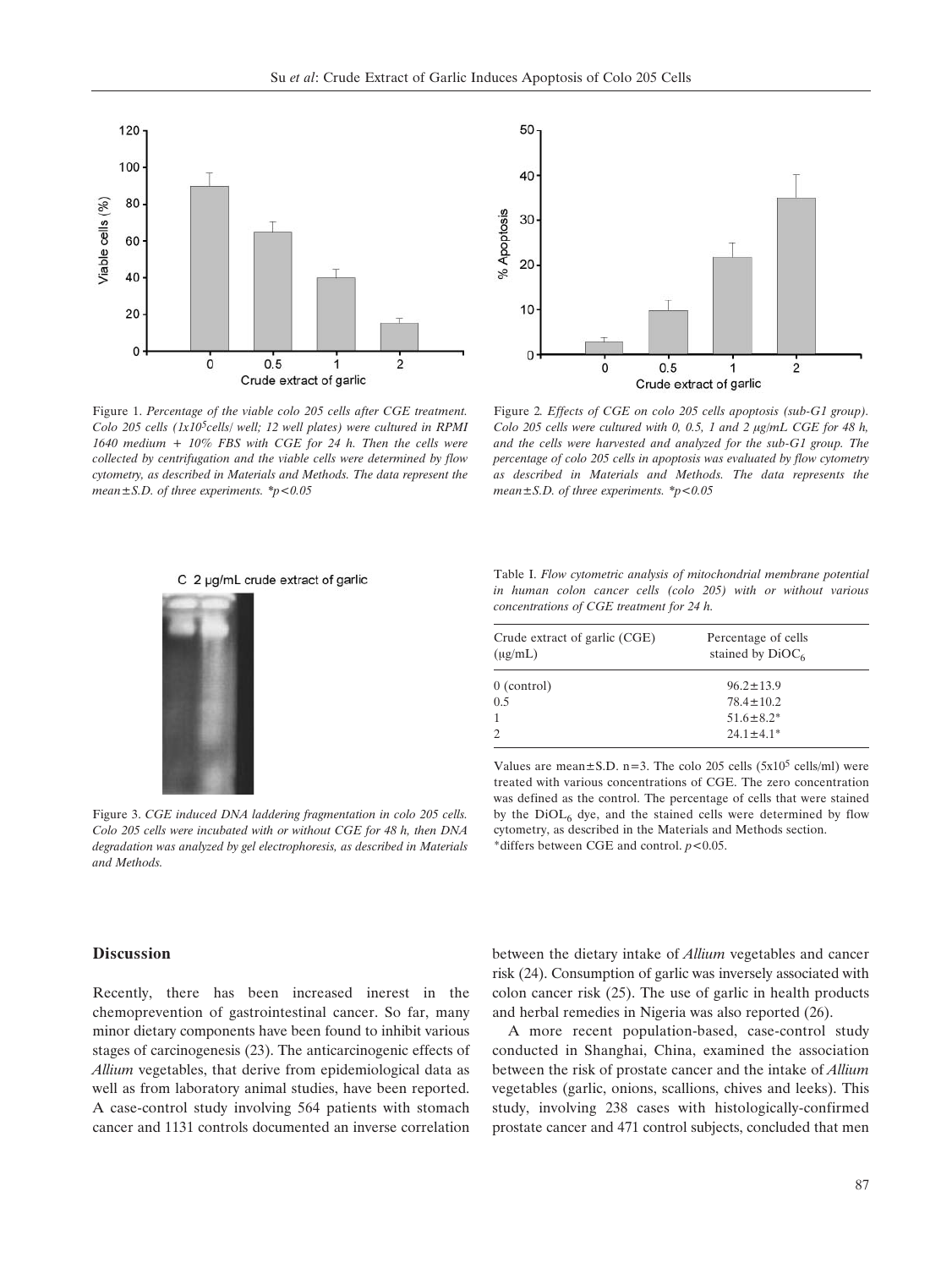Figure 1. *Percentage of the viable colo 205 cells after CGE treatment. Colo 205 cells (1x10$^5$cells/ well; 12 well plates) were cultured in RPMI 1640 medium + 10% FBS with CGE for 24 h. Then the cells were collected by centrifugation and the viable cells were determined by flow cytometry, as described in Materials and Methods. The data represent the mean±S.D. of three experiments. *$p<0.05$*

Figure 2. *Effects of CGE on colo 205 cells apoptosis (sub-G1 group). Colo 205 cells were cultured with 0, 0.5, 1 and 2 μg/mL CGE for 48 h, and the cells were harvested and analyzed for the sub-G1 group. The percentage of colo 205 cells in apoptosis was evaluated by flow cytometry as described in Materials and Methods. The data represents the mean±S.D. of three experiments. *$p<0.05$*

Figure 3. *CGE induced DNA laddering fragmentation in colo 205 cells. Colo 205 cells were incubated with or without CGE for 48 h, then DNA degradation was analyzed by gel electrophoresis, as described in Materials and Methods.*

Table I. *Flow cytometric analysis of mitochondrial membrane potential in human colon cancer cells (colo 205) with or without various concentrations of CGE treatment for 24 h.*

| Crude extract of garlic (CGE) (μg/mL) | Percentage of cells stained by $DiOC_6$ |
|---|---|
| 0 (control) | 96.2±13.9 |
| 0.5 | 78.4±10.2 |
| 1 | 51.6±8.2* |
| 2 | 24.1±4.1* |

Values are mean±S.D. n=3. The colo 205 cells (5x10$^5$ cells/ml) were treated with various concentrations of CGE. The zero concentration was defined as the control. The percentage of cells that were stained by the $DiOL_6$ dye, and the stained cells were determined by flow cytometry, as described in the Materials and Methods section.
*differs between CGE and control. $p<0.05$.

## Discussion

Recently, there has been increased inerest in the chemoprevention of gastrointestinal cancer. So far, many minor dietary components have been found to inhibit various stages of carcinogenesis (23). The anticarcinogenic effects of *Allium* vegetables, that derive from epidemiological data as well as from laboratory animal studies, have been reported. A case-control study involving 564 patients with stomach cancer and 1131 controls documented an inverse correlation between the dietary intake of *Allium* vegetables and cancer risk (24). Consumption of garlic was inversely associated with colon cancer risk (25). The use of garlic in health products and herbal remedies in Nigeria was also reported (26).

A more recent population-based, case-control study conducted in Shanghai, China, examined the association between the risk of prostate cancer and the intake of *Allium* vegetables (garlic, onions, scallions, chives and leeks). This study, involving 238 cases with histologically-confirmed prostate cancer and 471 control subjects, concluded that men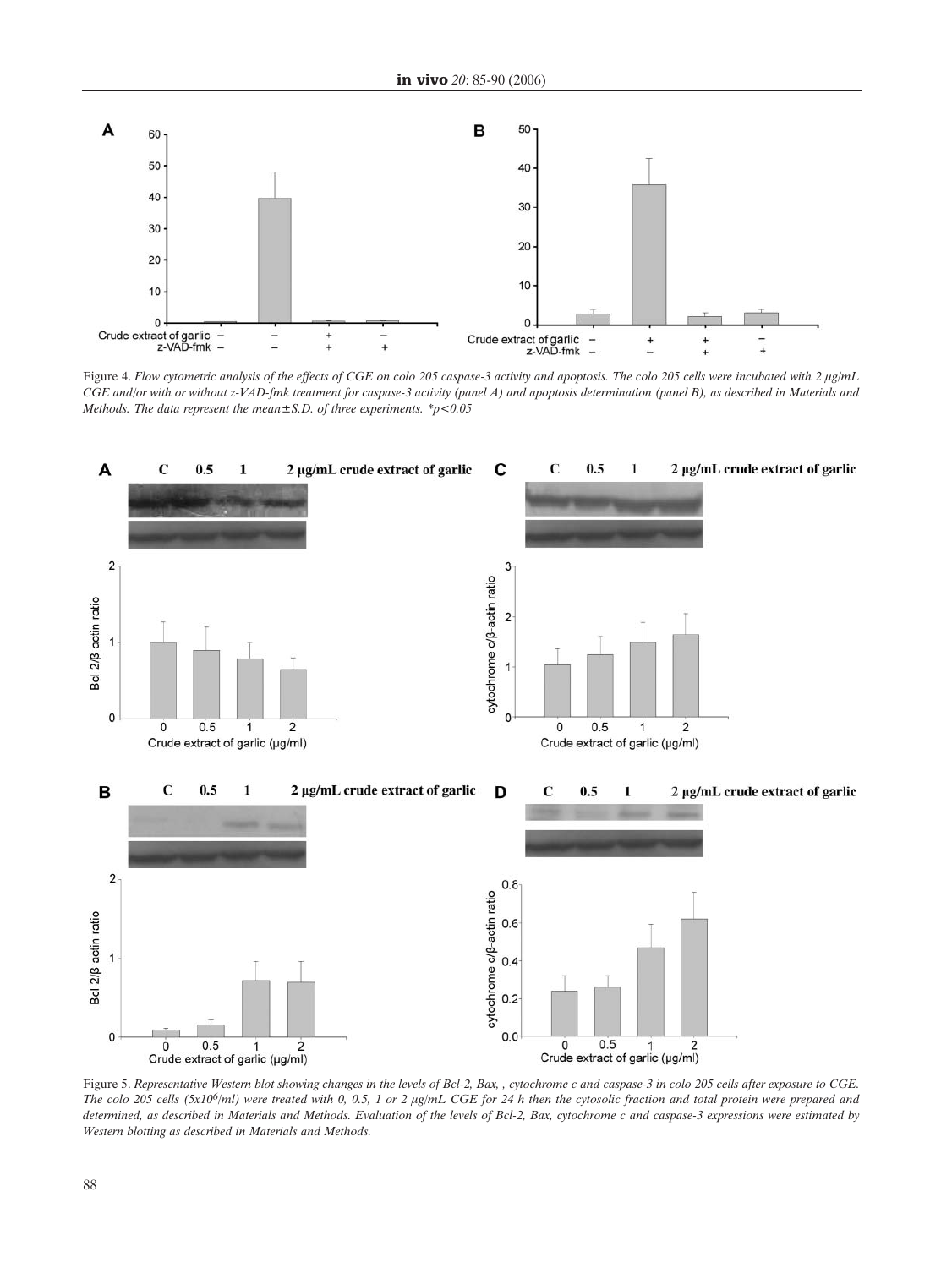Figure 4. *Flow cytometric analysis of the effects of CGE on colo 205 caspase-3 activity and apoptosis. The colo 205 cells were incubated with 2 μg/mL CGE and/or with or without z-VAD-fmk treatment for caspase-3 activity (panel A) and apoptosis determination (panel B), as described in Materials and Methods. The data represent the mean±S.D. of three experiments. *p<0.05*

Figure 5. *Representative Western blot showing changes in the levels of Bcl-2, Bax, , cytochrome c and caspase-3 in colo 205 cells after exposure to CGE. The colo 205 cells (5x10$^6$/ml) were treated with 0, 0.5, 1 or 2 μg/mL CGE for 24 h then the cytosolic fraction and total protein were prepared and determined, as described in Materials and Methods. Evaluation of the levels of Bcl-2, Bax, cytochrome c and caspase-3 expressions were estimated by Western blotting as described in Materials and Methods.*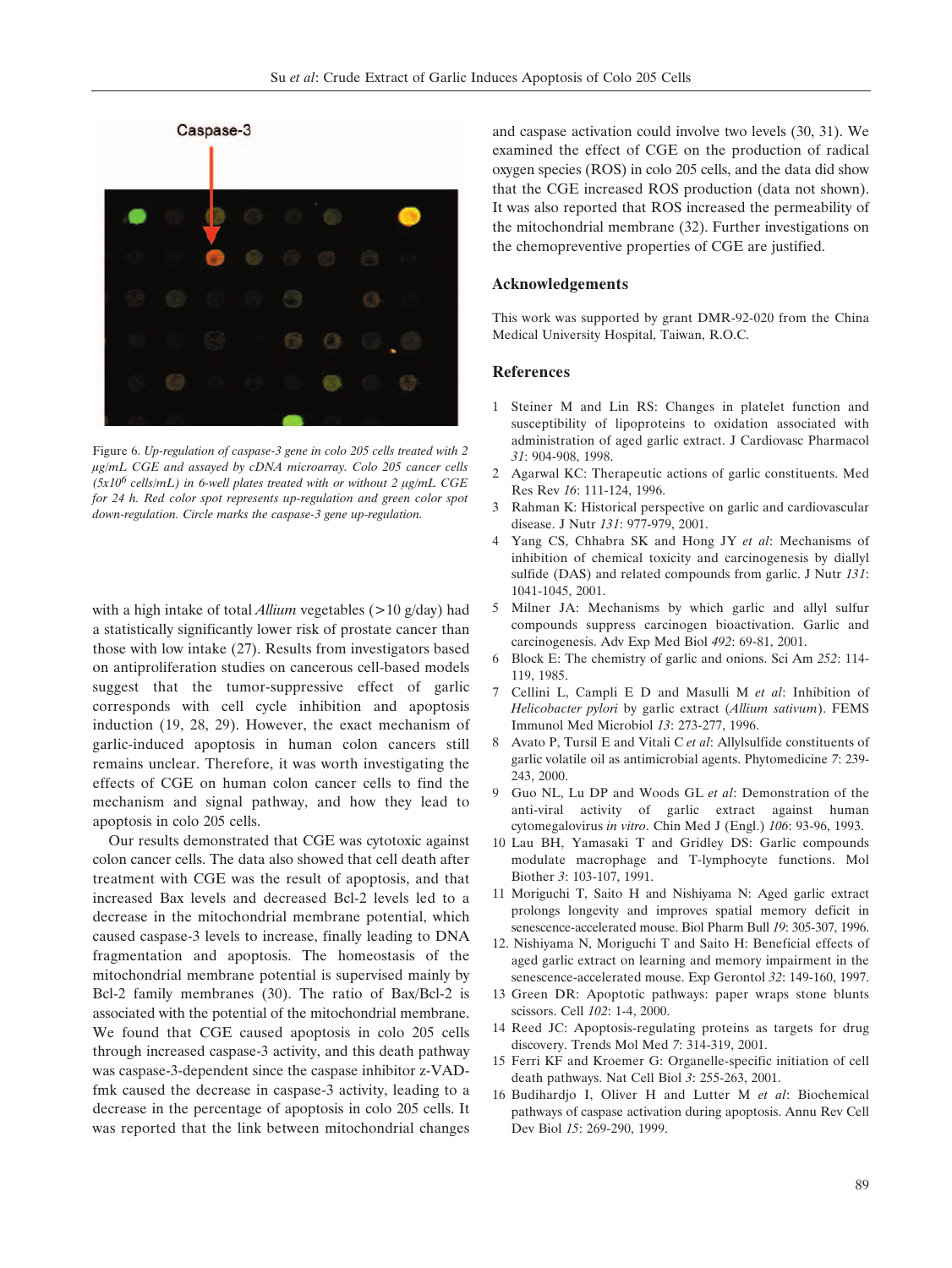Figure 6. *Up-regulation of caspase-3 gene in colo 205 cells treated with 2 μg/mL CGE and assayed by cDNA microarray. Colo 205 cancer cells ($5x10^6$ cells/mL) in 6-well plates treated with or without 2 μg/mL CGE for 24 h. Red color spot represents up-regulation and green color spot down-regulation. Circle marks the caspase-3 gene up-regulation.*

with a high intake of total *Allium* vegetables (>10 g/day) had a statistically significantly lower risk of prostate cancer than those with low intake (27). Results from investigators based on antiproliferation studies on cancerous cell-based models suggest that the tumor-suppressive effect of garlic corresponds with cell cycle inhibition and apoptosis induction (19, 28, 29). However, the exact mechanism of garlic-induced apoptosis in human colon cancers still remains unclear. Therefore, it was worth investigating the effects of CGE on human colon cancer cells to find the mechanism and signal pathway, and how they lead to apoptosis in colo 205 cells.

Our results demonstrated that CGE was cytotoxic against colon cancer cells. The data also showed that cell death after treatment with CGE was the result of apoptosis, and that increased Bax levels and decreased Bcl-2 levels led to a decrease in the mitochondrial membrane potential, which caused caspase-3 levels to increase, finally leading to DNA fragmentation and apoptosis. The homeostasis of the mitochondrial membrane potential is supervised mainly by Bcl-2 family membranes (30). The ratio of Bax/Bcl-2 is associated with the potential of the mitochondrial membrane. We found that CGE caused apoptosis in colo 205 cells through increased caspase-3 activity, and this death pathway was caspase-3-dependent since the caspase inhibitor z-VAD-fmk caused the decrease in caspase-3 activity, leading to a decrease in the percentage of apoptosis in colo 205 cells. It was reported that the link between mitochondrial changes and caspase activation could involve two levels (30, 31). We examined the effect of CGE on the production of radical oxygen species (ROS) in colo 205 cells, and the data did show that the CGE increased ROS production (data not shown). It was also reported that ROS increased the permeability of the mitochondrial membrane (32). Further investigations on the chemopreventive properties of CGE are justified.

## Acknowledgements

This work was supported by grant DMR-92-020 from the China Medical University Hospital, Taiwan, R.O.C.

## References

1 Steiner M and Lin RS: Changes in platelet function and susceptibility of lipoproteins to oxidation associated with administration of aged garlic extract. J Cardiovasc Pharmacol *31*: 904-908, 1998.

2 Agarwal KC: Therapeutic actions of garlic constituents. Med Res Rev *16*: 111-124, 1996.

3 Rahman K: Historical perspective on garlic and cardiovascular disease. J Nutr *131*: 977-979, 2001.

4 Yang CS, Chhabra SK and Hong JY *et al*: Mechanisms of inhibition of chemical toxicity and carcinogenesis by diallyl sulfide (DAS) and related compounds from garlic. J Nutr *131*: 1041-1045, 2001.

5 Milner JA: Mechanisms by which garlic and allyl sulfur compounds suppress carcinogen bioactivation. Garlic and carcinogenesis. Adv Exp Med Biol *492*: 69-81, 2001.

6 Block E: The chemistry of garlic and onions. Sci Am *252*: 114-119, 1985.

7 Cellini L, Campli E D and Masulli M *et al*: Inhibition of *Helicobacter pylori* by garlic extract (*Allium sativum*). FEMS Immunol Med Microbiol *13*: 273-277, 1996.

8 Avato P, Tursil E and Vitali C *et al*: Allylsulfide constituents of garlic volatile oil as antimicrobial agents. Phytomedicine *7*: 239-243, 2000.

9 Guo NL, Lu DP and Woods GL *et al*: Demonstration of the anti-viral activity of garlic extract against human cytomegalovirus *in vitro*. Chin Med J (Engl.) *106*: 93-96, 1993.

10 Lau BH, Yamasaki T and Gridley DS: Garlic compounds modulate macrophage and T-lymphocyte functions. Mol Biother *3*: 103-107, 1991.

11 Moriguchi T, Saito H and Nishiyama N: Aged garlic extract prolongs longevity and improves spatial memory deficit in senescence-accelerated mouse. Biol Pharm Bull *19*: 305-307, 1996.

12. Nishiyama N, Moriguchi T and Saito H: Beneficial effects of aged garlic extract on learning and memory impairment in the senescence-accelerated mouse. Exp Gerontol *32*: 149-160, 1997.

13 Green DR: Apoptotic pathways: paper wraps stone blunts scissors. Cell *102*: 1-4, 2000.

14 Reed JC: Apoptosis-regulating proteins as targets for drug discovery. Trends Mol Med *7*: 314-319, 2001.

15 Ferri KF and Kroemer G: Organelle-specific initiation of cell death pathways. Nat Cell Biol *3*: 255-263, 2001.

16 Budihardjo I, Oliver H and Lutter M *et al*: Biochemical pathways of caspase activation during apoptosis. Annu Rev Cell Dev Biol *15*: 269-290, 1999.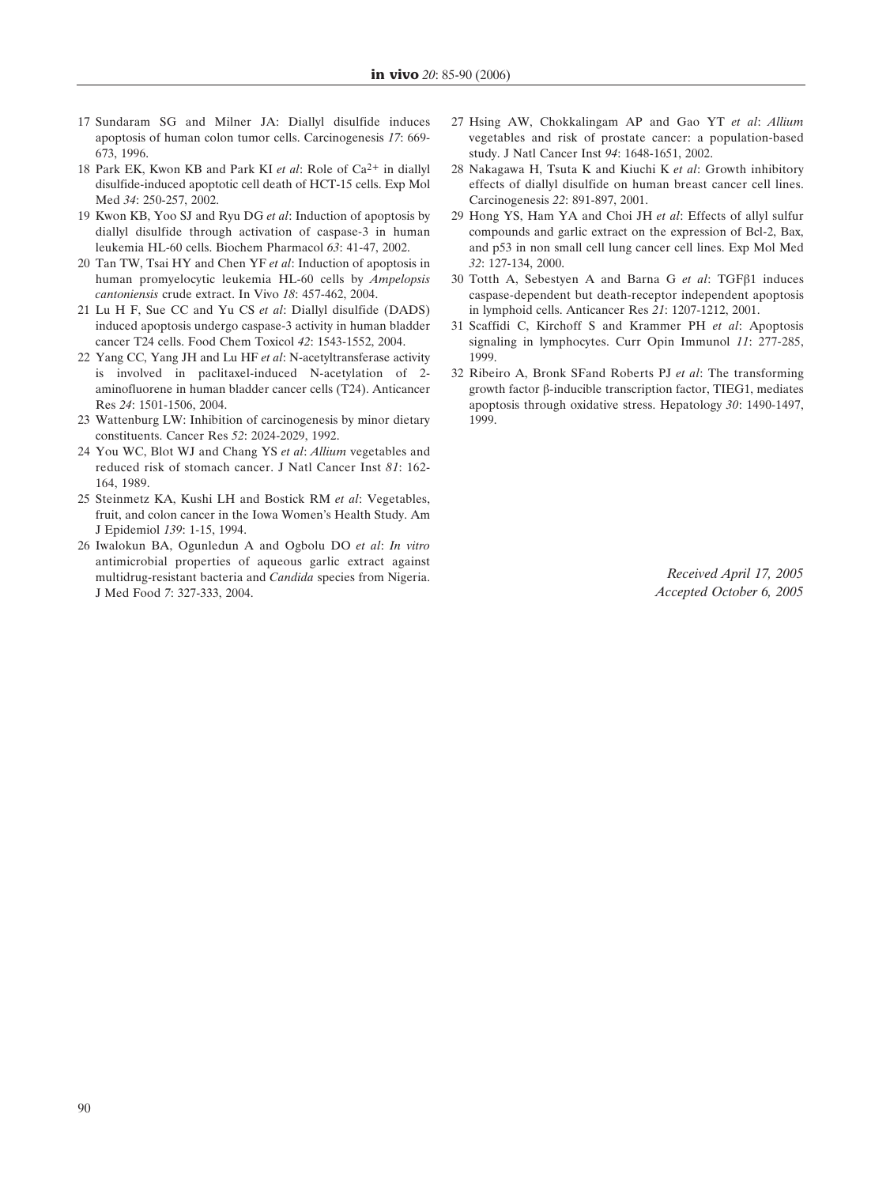17 Sundaram SG and Milner JA: Diallyl disulfide induces apoptosis of human colon tumor cells. Carcinogenesis *17*: 669-673, 1996.

18 Park EK, Kwon KB and Park KI *et al*: Role of $Ca^{2+}$ in diallyl disulfide-induced apoptotic cell death of HCT-15 cells. Exp Mol Med *34*: 250-257, 2002.

19 Kwon KB, Yoo SJ and Ryu DG *et al*: Induction of apoptosis by diallyl disulfide through activation of caspase-3 in human leukemia HL-60 cells. Biochem Pharmacol *63*: 41-47, 2002.

20 Tan TW, Tsai HY and Chen YF *et al*: Induction of apoptosis in human promyelocytic leukemia HL-60 cells by *Ampelopsis cantoniensis* crude extract. In Vivo *18*: 457-462, 2004.

21 Lu H F, Sue CC and Yu CS *et al*: Diallyl disulfide (DADS) induced apoptosis undergo caspase-3 activity in human bladder cancer T24 cells. Food Chem Toxicol *42*: 1543-1552, 2004.

22 Yang CC, Yang JH and Lu HF *et al*: N-acetyltransferase activity is involved in paclitaxel-induced N-acetylation of 2-aminofluorene in human bladder cancer cells (T24). Anticancer Res *24*: 1501-1506, 2004.

23 Wattenburg LW: Inhibition of carcinogenesis by minor dietary constituents. Cancer Res *52*: 2024-2029, 1992.

24 You WC, Blot WJ and Chang YS *et al*: *Allium* vegetables and reduced risk of stomach cancer. J Natl Cancer Inst *81*: 162-164, 1989.

25 Steinmetz KA, Kushi LH and Bostick RM *et al*: Vegetables, fruit, and colon cancer in the Iowa Women's Health Study. Am J Epidemiol *139*: 1-15, 1994.

26 Iwalokun BA, Ogunledun A and Ogbolu DO *et al*: *In vitro* antimicrobial properties of aqueous garlic extract against multidrug-resistant bacteria and *Candida* species from Nigeria. J Med Food *7*: 327-333, 2004.

27 Hsing AW, Chokkalingam AP and Gao YT *et al*: *Allium* vegetables and risk of prostate cancer: a population-based study. J Natl Cancer Inst *94*: 1648-1651, 2002.

28 Nakagawa H, Tsuta K and Kiuchi K *et al*: Growth inhibitory effects of diallyl disulfide on human breast cancer cell lines. Carcinogenesis *22*: 891-897, 2001.

29 Hong YS, Ham YA and Choi JH *et al*: Effects of allyl sulfur compounds and garlic extract on the expression of Bcl-2, Bax, and p53 in non small cell lung cancer cell lines. Exp Mol Med *32*: 127-134, 2000.

30 Totth A, Sebestyen A and Barna G *et al*: TGF$\beta$1 induces caspase-dependent but death-receptor independent apoptosis in lymphoid cells. Anticancer Res *21*: 1207-1212, 2001.

31 Scaffidi C, Kirchoff S and Krammer PH *et al*: Apoptosis signaling in lymphocytes. Curr Opin Immunol *11*: 277-285, 1999.

32 Ribeiro A, Bronk SFand Roberts PJ *et al*: The transforming growth factor $\beta$-inducible transcription factor, TIEG1, mediates apoptosis through oxidative stress. Hepatology *30*: 1490-1497, 1999.

*Received April 17, 2005*
*Accepted October 6, 2005*